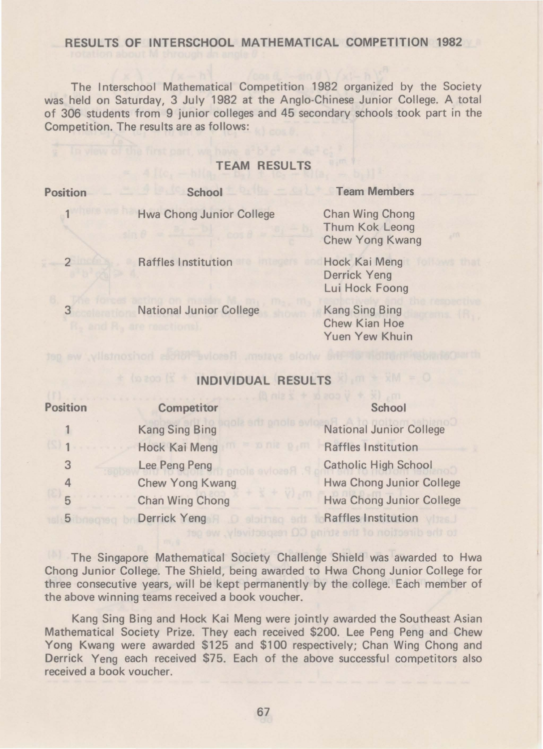## RESULTS OF INTERSCHOOL MATHEMATICAL COMPETITION 1982

The Interschool Mathematical Competition 1982 organized by the Society was held on Saturday, 3 July 1982 at the Anglo-Chinese Junior College. A total of 306 students from 9 junior colleges and 45 secondary schools took part in the Competition. The results are as follows:

### TEAM RESULTS

| Position | School | Team Members |
|---|---|---|
| 1 | Hwa Chong Junior College | Chan Wing Chong<br>Thum Kok Leong<br>Chew Yong Kwang |
| 2 | Raffles Institution | Hock Kai Meng<br>Derrick Yeng<br>Lui Hock Foong |
| 3 | National Junior College | Kang Sing Bing<br>Chew Kian Hoe<br>Yuen Yew Khuin |

### INDIVIDUAL RESULTS

| Position | Competitor | School |
|---|---|---|
| 1 | Kang Sing Bing | National Junior College |
| 1 | Hock Kai Meng | Raffles Institution |
| 3 | Lee Peng Peng | Catholic High School |
| 4 | Chew Yong Kwang | Hwa Chong Junior College |
| 5 | Chan Wing Chong | Hwa Chong Junior College |
| 5 | Derrick Yeng | Raffles Institution |

The Singapore Mathematical Society Challenge Shield was awarded to Hwa Chong Junior College. The Shield, being awarded to Hwa Chong Junior College for three consecutive years, will be kept permanently by the college. Each member of the above winning teams received a book voucher.

Kang Sing Bing and Hock Kai Meng were jointly awarded the Southeast Asian Mathematical Society Prize. They each received $200. Lee Peng Peng and Chew Yong Kwang were awarded $125 and $100 respectively; Chan Wing Chong and Derrick Yeng each received $75. Each of the above successful competitors also received a book voucher.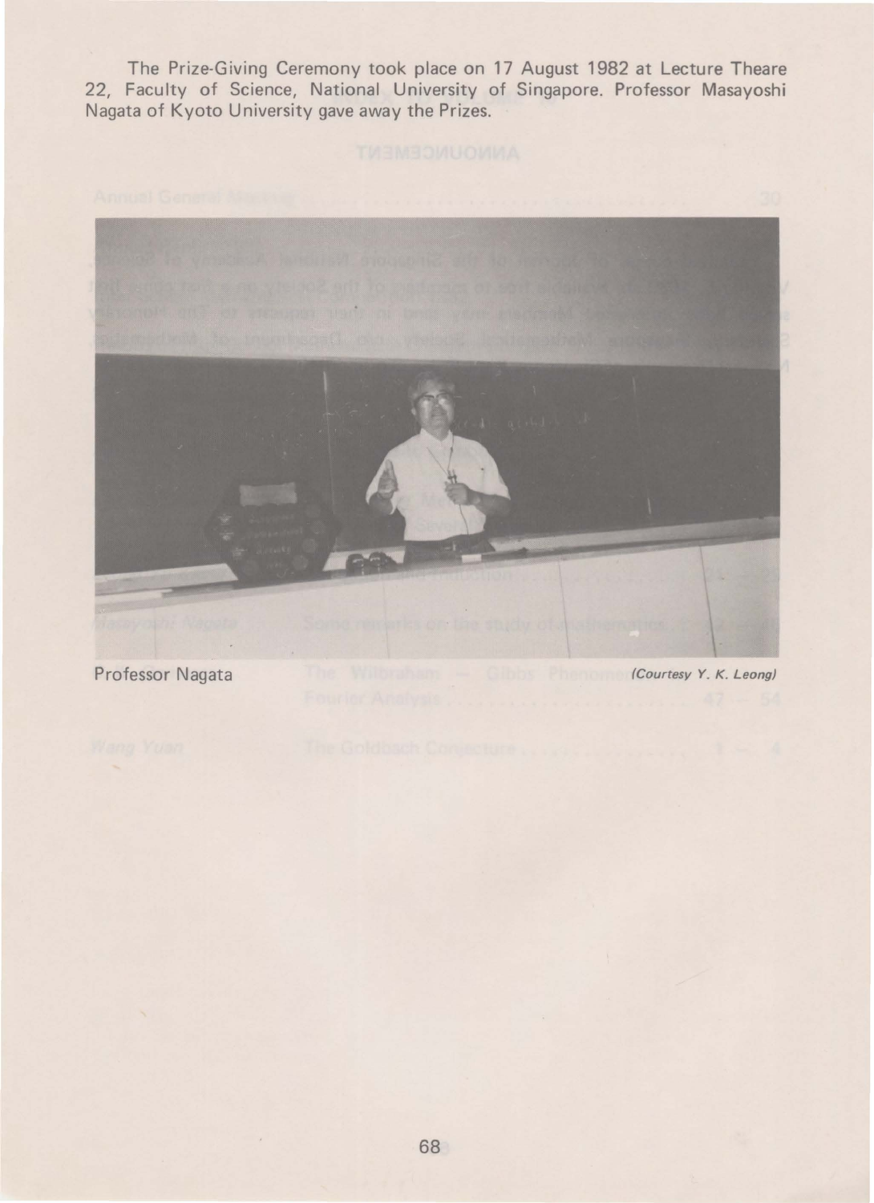The Prize-Giving Ceremony took place on 17 August 1982 at Lecture Theare 22, Faculty of Science, National University of Singapore. Professor Masayoshi Nagata of Kyoto University gave away the Prizes.

Professor Nagata *(Courtesy Y. K. Leong)*